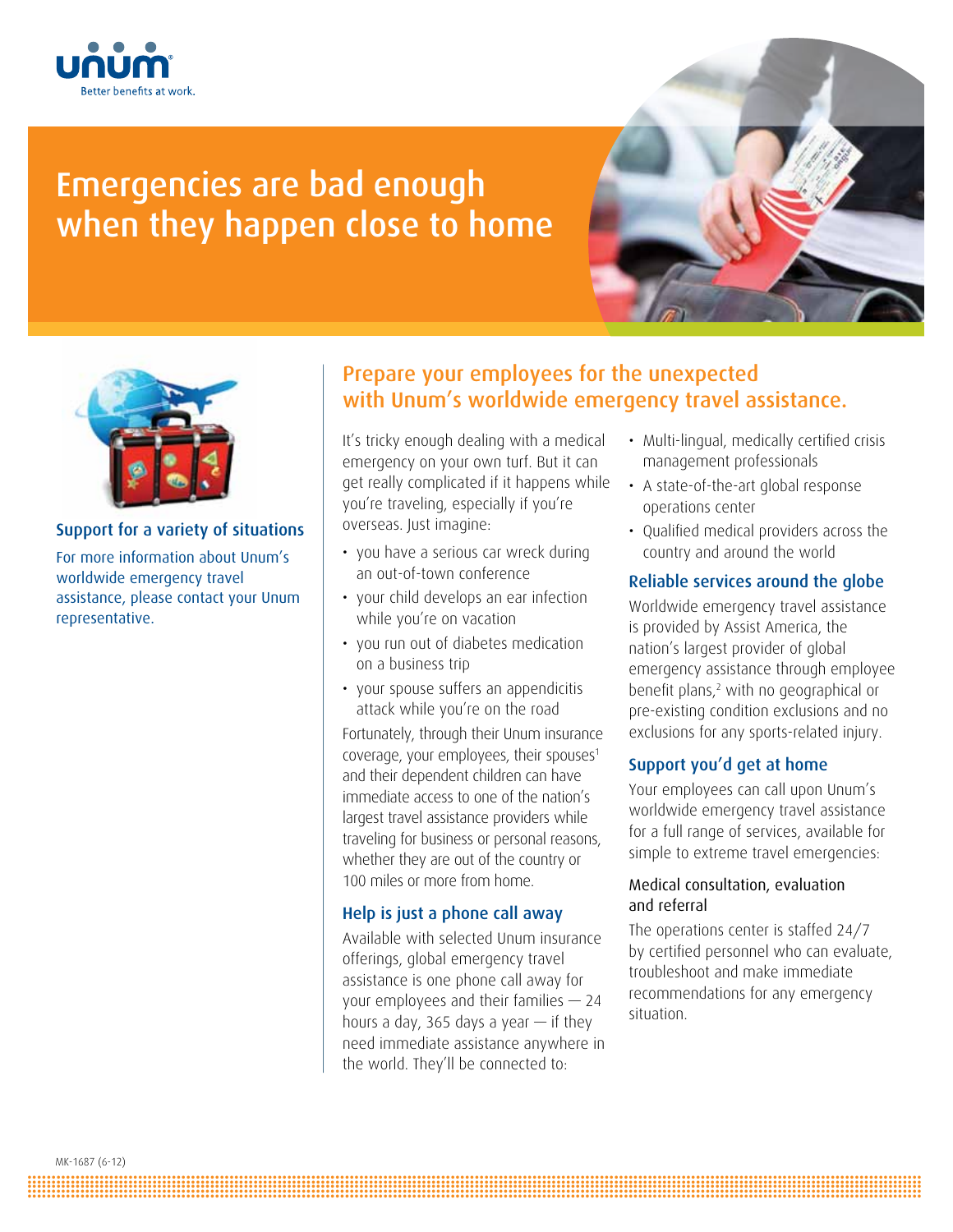unum
Better benefits at work.

# Emergencies are bad enough when they happen close to home

### Support for a variety of situations

For more information about Unum's worldwide emergency travel assistance, please contact your Unum representative.

## Prepare your employees for the unexpected with Unum's worldwide emergency travel assistance.

It's tricky enough dealing with a medical emergency on your own turf. But it can get really complicated if it happens while you're traveling, especially if you're overseas. Just imagine:

- you have a serious car wreck during an out-of-town conference
- your child develops an ear infection while you're on vacation
- you run out of diabetes medication on a business trip
- your spouse suffers an appendicitis attack while you're on the road

Fortunately, through their Unum insurance coverage, your employees, their spouses[1] and their dependent children can have immediate access to one of the nation's largest travel assistance providers while traveling for business or personal reasons, whether they are out of the country or 100 miles or more from home.

### Help is just a phone call away

Available with selected Unum insurance offerings, global emergency travel assistance is one phone call away for your employees and their families — 24 hours a day, 365 days a year — if they need immediate assistance anywhere in the world. They'll be connected to:

- Multi-lingual, medically certified crisis management professionals
- A state-of-the-art global response operations center
- Qualified medical providers across the country and around the world

### Reliable services around the globe

Worldwide emergency travel assistance is provided by Assist America, the nation's largest provider of global emergency assistance through employee benefit plans,[2] with no geographical or pre-existing condition exclusions and no exclusions for any sports-related injury.

### Support you'd get at home

Your employees can call upon Unum's worldwide emergency travel assistance for a full range of services, available for simple to extreme travel emergencies:

#### Medical consultation, evaluation and referral

The operations center is staffed 24/7 by certified personnel who can evaluate, troubleshoot and make immediate recommendations for any emergency situation.

MK-1687 (6-12)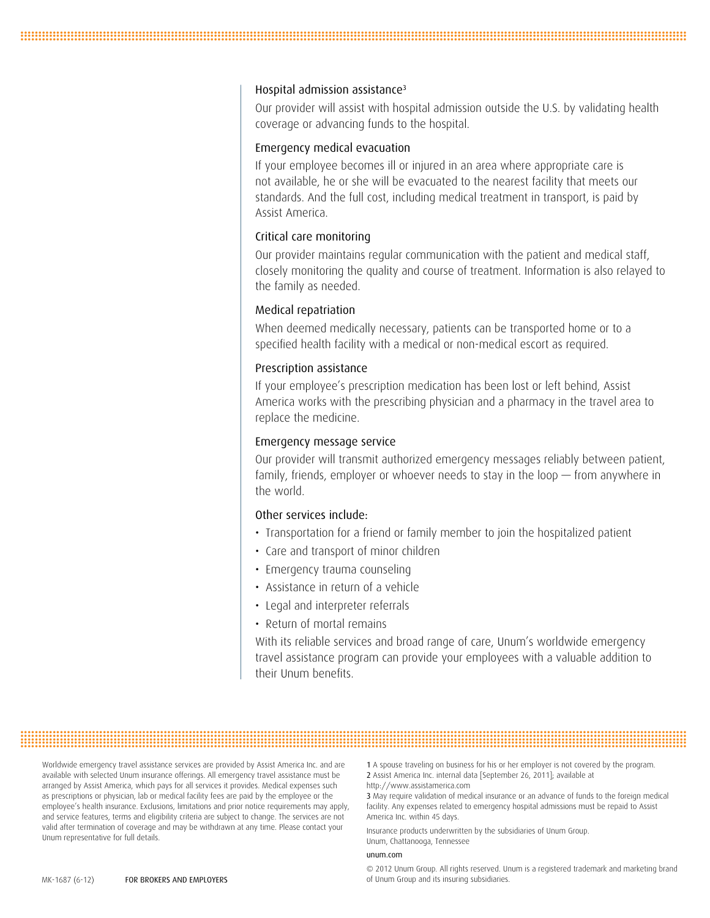### Hospital admission assistance[3]

Our provider will assist with hospital admission outside the U.S. by validating health coverage or advancing funds to the hospital.

### Emergency medical evacuation

If your employee becomes ill or injured in an area where appropriate care is not available, he or she will be evacuated to the nearest facility that meets our standards. And the full cost, including medical treatment in transport, is paid by Assist America.

### Critical care monitoring

Our provider maintains regular communication with the patient and medical staff, closely monitoring the quality and course of treatment. Information is also relayed to the family as needed.

### Medical repatriation

When deemed medically necessary, patients can be transported home or to a specified health facility with a medical or non-medical escort as required.

### Prescription assistance

If your employee's prescription medication has been lost or left behind, Assist America works with the prescribing physician and a pharmacy in the travel area to replace the medicine.

### Emergency message service

Our provider will transmit authorized emergency messages reliably between patient, family, friends, employer or whoever needs to stay in the loop — from anywhere in the world.

### Other services include:

- Transportation for a friend or family member to join the hospitalized patient
- Care and transport of minor children
- Emergency trauma counseling
- Assistance in return of a vehicle
- Legal and interpreter referrals
- Return of mortal remains

With its reliable services and broad range of care, Unum's worldwide emergency travel assistance program can provide your employees with a valuable addition to their Unum benefits.

---

Worldwide emergency travel assistance services are provided by Assist America Inc. and are available with selected Unum insurance offerings. All emergency travel assistance must be arranged by Assist America, which pays for all services it provides. Medical expenses such as prescriptions or physician, lab or medical facility fees are paid by the employee or the employee's health insurance. Exclusions, limitations and prior notice requirements may apply, and service features, terms and eligibility criteria are subject to change. The services are not valid after termination of coverage and may be withdrawn at any time. Please contact your Unum representative for full details.

1 A spouse traveling on business for his or her employer is not covered by the program.
2 Assist America Inc. internal data [September 26, 2011]; available at http://www.assistamerica.com
3 May require validation of medical insurance or an advance of funds to the foreign medical facility. Any expenses related to emergency hospital admissions must be repaid to Assist America Inc. within 45 days.

Insurance products underwritten by the subsidiaries of Unum Group.
Unum, Chattanooga, Tennessee

unum.com

© 2012 Unum Group. All rights reserved. Unum is a registered trademark and marketing brand of Unum Group and its insuring subsidiaries.

MK-1687 (6-12) FOR BROKERS AND EMPLOYERS